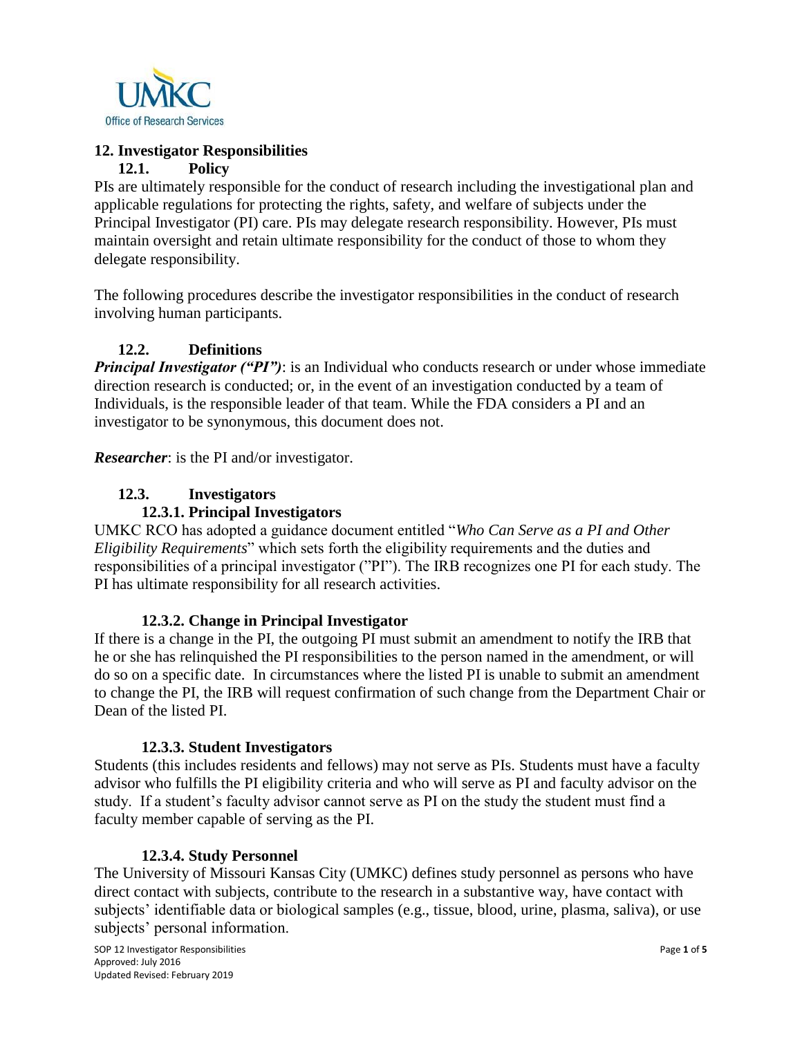## 12. Investigator Responsibilities

### 12.1. Policy

PIs are ultimately responsible for the conduct of research including the investigational plan and applicable regulations for protecting the rights, safety, and welfare of subjects under the Principal Investigator (PI) care. PIs may delegate research responsibility. However, PIs must maintain oversight and retain ultimate responsibility for the conduct of those to whom they delegate responsibility.

The following procedures describe the investigator responsibilities in the conduct of research involving human participants.

### 12.2. Definitions

***Principal Investigator ("PI")***: is an Individual who conducts research or under whose immediate direction research is conducted; or, in the event of an investigation conducted by a team of Individuals, is the responsible leader of that team. While the FDA considers a PI and an investigator to be synonymous, this document does not.

***Researcher***: is the PI and/or investigator.

### 12.3. Investigators

#### 12.3.1. Principal Investigators

UMKC RCO has adopted a guidance document entitled "*Who Can Serve as a PI and Other Eligibility Requirements*" which sets forth the eligibility requirements and the duties and responsibilities of a principal investigator ("PI"). The IRB recognizes one PI for each study. The PI has ultimate responsibility for all research activities.

#### 12.3.2. Change in Principal Investigator

If there is a change in the PI, the outgoing PI must submit an amendment to notify the IRB that he or she has relinquished the PI responsibilities to the person named in the amendment, or will do so on a specific date. In circumstances where the listed PI is unable to submit an amendment to change the PI, the IRB will request confirmation of such change from the Department Chair or Dean of the listed PI.

#### 12.3.3. Student Investigators

Students (this includes residents and fellows) may not serve as PIs. Students must have a faculty advisor who fulfills the PI eligibility criteria and who will serve as PI and faculty advisor on the study. If a student's faculty advisor cannot serve as PI on the study the student must find a faculty member capable of serving as the PI.

#### 12.3.4. Study Personnel

The University of Missouri Kansas City (UMKC) defines study personnel as persons who have direct contact with subjects, contribute to the research in a substantive way, have contact with subjects' identifiable data or biological samples (e.g., tissue, blood, urine, plasma, saliva), or use subjects' personal information.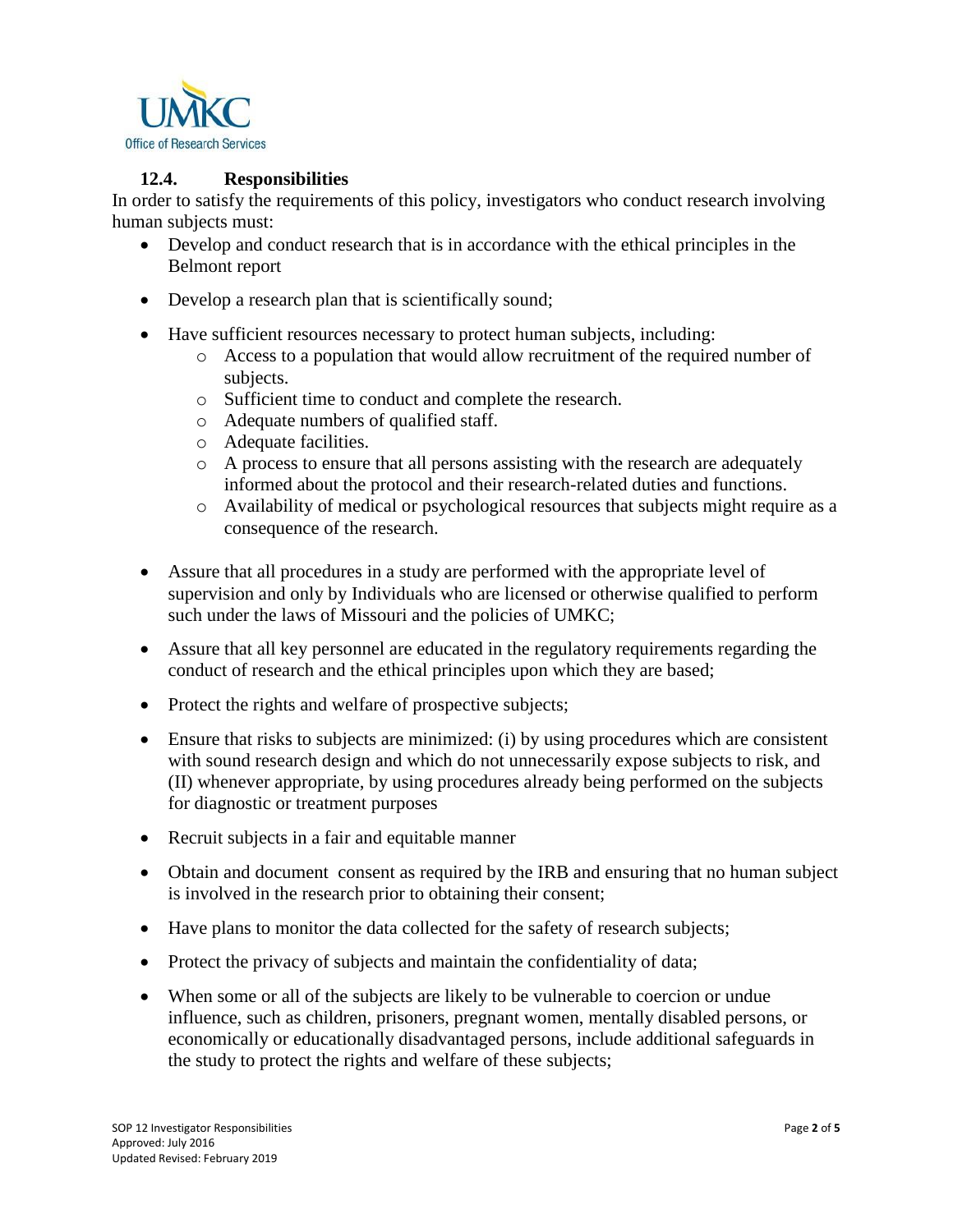### 12.4. Responsibilities

In order to satisfy the requirements of this policy, investigators who conduct research involving human subjects must:

- Develop and conduct research that is in accordance with the ethical principles in the Belmont report
- Develop a research plan that is scientifically sound;
- Have sufficient resources necessary to protect human subjects, including:
  - Access to a population that would allow recruitment of the required number of subjects.
  - Sufficient time to conduct and complete the research.
  - Adequate numbers of qualified staff.
  - Adequate facilities.
  - A process to ensure that all persons assisting with the research are adequately informed about the protocol and their research-related duties and functions.
  - Availability of medical or psychological resources that subjects might require as a consequence of the research.
- Assure that all procedures in a study are performed with the appropriate level of supervision and only by Individuals who are licensed or otherwise qualified to perform such under the laws of Missouri and the policies of UMKC;
- Assure that all key personnel are educated in the regulatory requirements regarding the conduct of research and the ethical principles upon which they are based;
- Protect the rights and welfare of prospective subjects;
- Ensure that risks to subjects are minimized: (i) by using procedures which are consistent with sound research design and which do not unnecessarily expose subjects to risk, and (II) whenever appropriate, by using procedures already being performed on the subjects for diagnostic or treatment purposes
- Recruit subjects in a fair and equitable manner
- Obtain and document consent as required by the IRB and ensuring that no human subject is involved in the research prior to obtaining their consent;
- Have plans to monitor the data collected for the safety of research subjects;
- Protect the privacy of subjects and maintain the confidentiality of data;
- When some or all of the subjects are likely to be vulnerable to coercion or undue influence, such as children, prisoners, pregnant women, mentally disabled persons, or economically or educationally disadvantaged persons, include additional safeguards in the study to protect the rights and welfare of these subjects;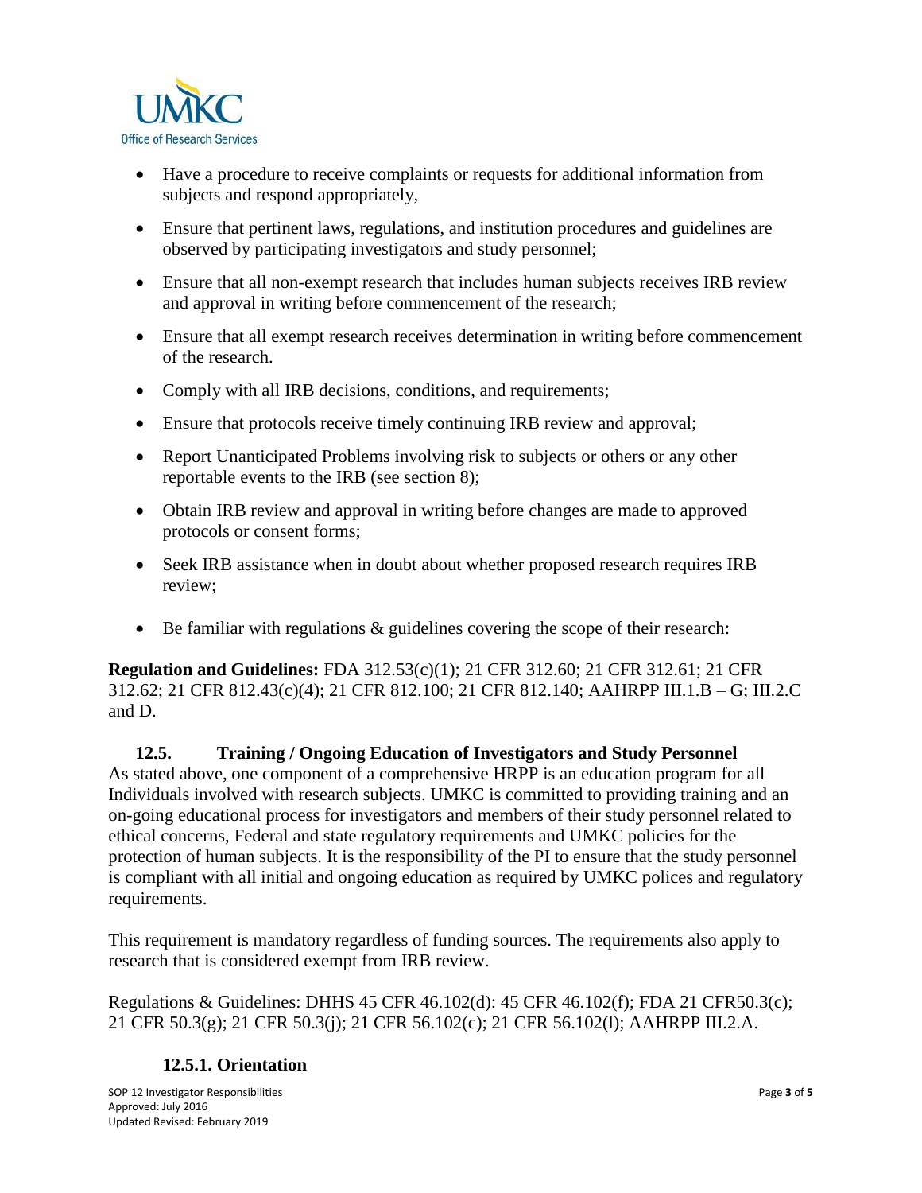- Have a procedure to receive complaints or requests for additional information from subjects and respond appropriately,
- Ensure that pertinent laws, regulations, and institution procedures and guidelines are observed by participating investigators and study personnel;
- Ensure that all non-exempt research that includes human subjects receives IRB review and approval in writing before commencement of the research;
- Ensure that all exempt research receives determination in writing before commencement of the research.
- Comply with all IRB decisions, conditions, and requirements;
- Ensure that protocols receive timely continuing IRB review and approval;
- Report Unanticipated Problems involving risk to subjects or others or any other reportable events to the IRB (see section 8);
- Obtain IRB review and approval in writing before changes are made to approved protocols or consent forms;
- Seek IRB assistance when in doubt about whether proposed research requires IRB review;
- Be familiar with regulations & guidelines covering the scope of their research:

**Regulation and Guidelines:** FDA 312.53(c)(1); 21 CFR 312.60; 21 CFR 312.61; 21 CFR 312.62; 21 CFR 812.43(c)(4); 21 CFR 812.100; 21 CFR 812.140; AAHRPP III.1.B – G; III.2.C and D.

### 12.5. Training / Ongoing Education of Investigators and Study Personnel

As stated above, one component of a comprehensive HRPP is an education program for all Individuals involved with research subjects. UMKC is committed to providing training and an on-going educational process for investigators and members of their study personnel related to ethical concerns, Federal and state regulatory requirements and UMKC policies for the protection of human subjects. It is the responsibility of the PI to ensure that the study personnel is compliant with all initial and ongoing education as required by UMKC polices and regulatory requirements.

This requirement is mandatory regardless of funding sources. The requirements also apply to research that is considered exempt from IRB review.

Regulations & Guidelines: DHHS 45 CFR 46.102(d): 45 CFR 46.102(f); FDA 21 CFR50.3(c); 21 CFR 50.3(g); 21 CFR 50.3(j); 21 CFR 56.102(c); 21 CFR 56.102(l); AAHRPP III.2.A.

#### 12.5.1. Orientation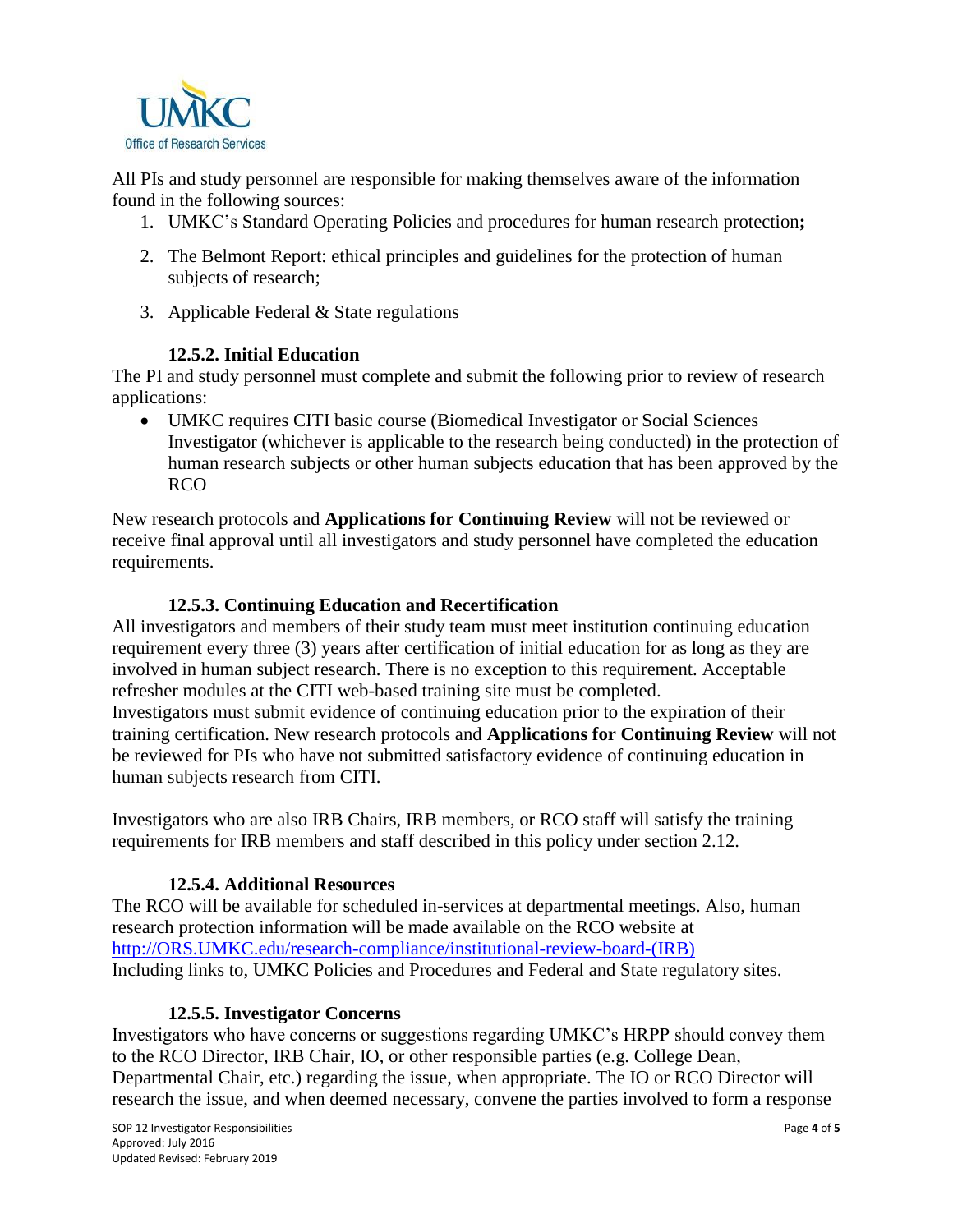All PIs and study personnel are responsible for making themselves aware of the information found in the following sources:

1. UMKC's Standard Operating Policies and procedures for human research protection**;**
2. The Belmont Report: ethical principles and guidelines for the protection of human subjects of research;
3. Applicable Federal & State regulations

### 12.5.2. Initial Education

The PI and study personnel must complete and submit the following prior to review of research applications:

- UMKC requires CITI basic course (Biomedical Investigator or Social Sciences Investigator (whichever is applicable to the research being conducted) in the protection of human research subjects or other human subjects education that has been approved by the RCO

New research protocols and **Applications for Continuing Review** will not be reviewed or receive final approval until all investigators and study personnel have completed the education requirements.

### 12.5.3. Continuing Education and Recertification

All investigators and members of their study team must meet institution continuing education requirement every three (3) years after certification of initial education for as long as they are involved in human subject research. There is no exception to this requirement. Acceptable refresher modules at the CITI web-based training site must be completed.
Investigators must submit evidence of continuing education prior to the expiration of their training certification. New research protocols and **Applications for Continuing Review** will not be reviewed for PIs who have not submitted satisfactory evidence of continuing education in human subjects research from CITI.

Investigators who are also IRB Chairs, IRB members, or RCO staff will satisfy the training requirements for IRB members and staff described in this policy under section 2.12.

### 12.5.4. Additional Resources

The RCO will be available for scheduled in-services at departmental meetings. Also, human research protection information will be made available on the RCO website at [http://ORS.UMKC.edu/research-compliance/institutional-review-board-(IRB)](http://ORS.UMKC.edu/research-compliance/institutional-review-board-(IRB))
Including links to, UMKC Policies and Procedures and Federal and State regulatory sites.

### 12.5.5. Investigator Concerns

Investigators who have concerns or suggestions regarding UMKC's HRPP should convey them to the RCO Director, IRB Chair, IO, or other responsible parties (e.g. College Dean, Departmental Chair, etc.) regarding the issue, when appropriate. The IO or RCO Director will research the issue, and when deemed necessary, convene the parties involved to form a response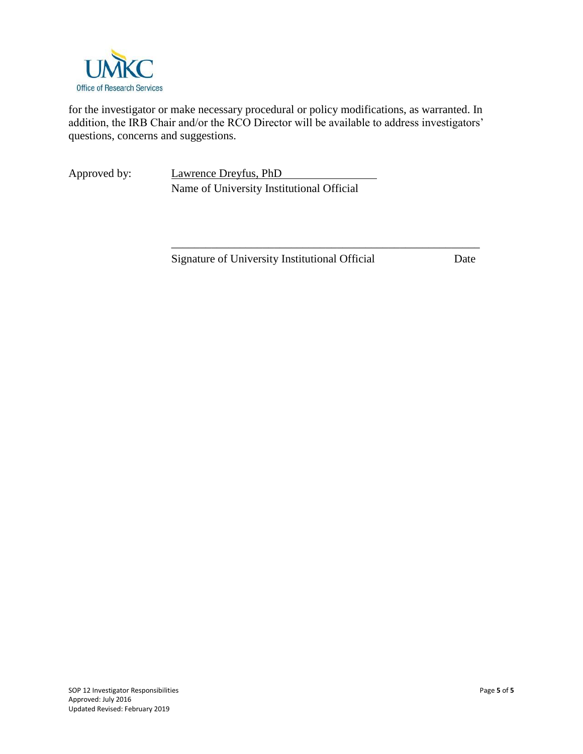for the investigator or make necessary procedural or policy modifications, as warranted. In addition, the IRB Chair and/or the RCO Director will be available to address investigators' questions, concerns and suggestions.

Approved by: Lawrence Dreyfus, PhD
Name of University Institutional Official

_______________________________________________________

Signature of University Institutional Official Date